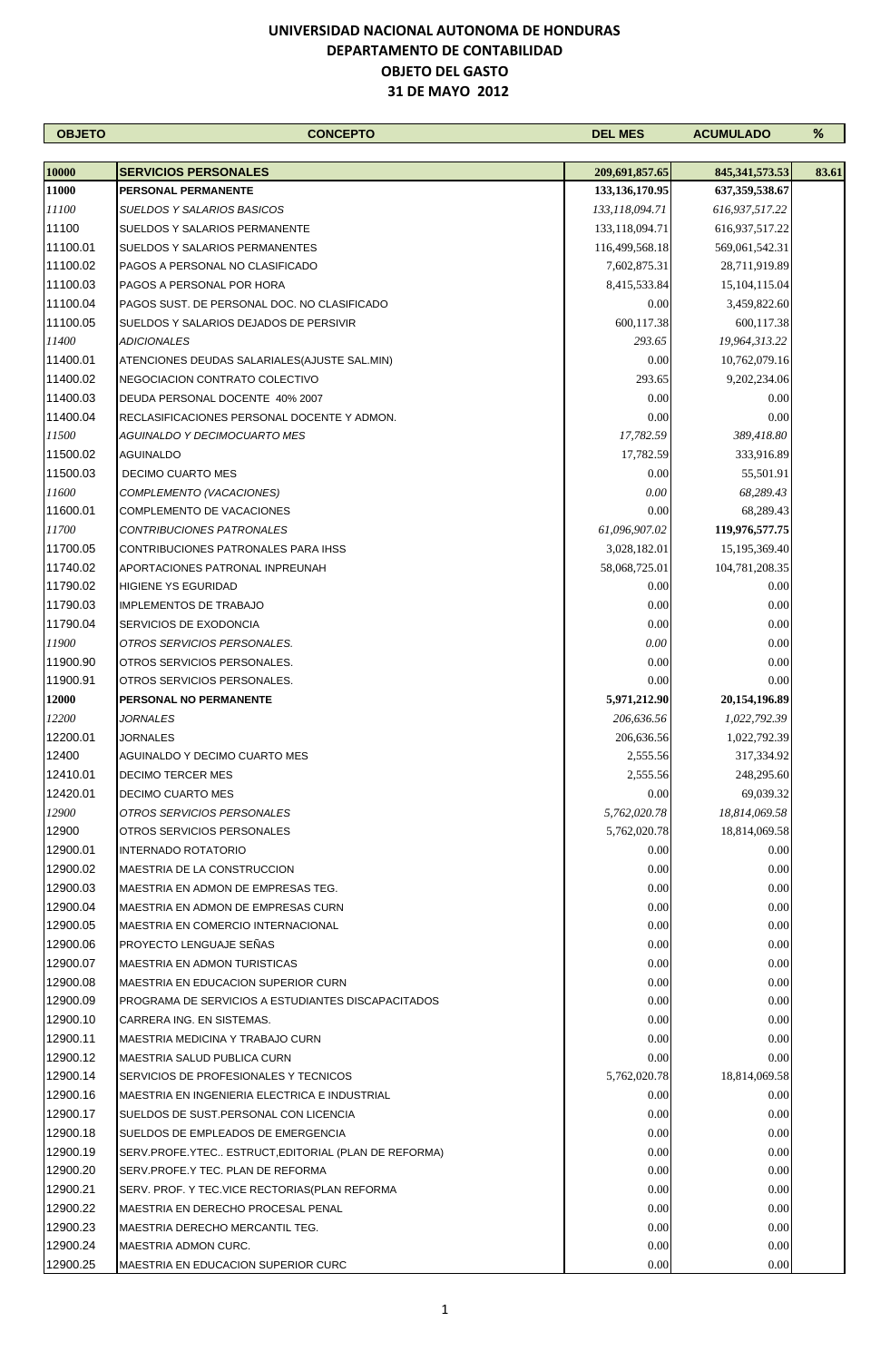# UNIVERSIDAD NACIONAL AUTONOMA DE HONDURAS
## DEPARTAMENTO DE CONTABILIDAD
## OBJETO DEL GASTO
## 31 DE MAYO 2012

| OBJETO | CONCEPTO | DEL MES | ACUMULADO | % |
|---|---|---|---|---|
| **10000** | **SERVICIOS PERSONALES** | **209,691,857.65** | **845,341,573.53** | **83.61** |
| **11000** | **PERSONAL PERMANENTE** | **133,136,170.95** | **637,359,538.67** | |
| *11100* | *SUELDOS Y SALARIOS BASICOS* | *133,118,094.71* | *616,937,517.22* | |
| 11100 | SUELDOS Y SALARIOS PERMANENTE | 133,118,094.71 | 616,937,517.22 | |
| 11100.01 | SUELDOS Y SALARIOS PERMANENTES | 116,499,568.18 | 569,061,542.31 | |
| 11100.02 | PAGOS A PERSONAL NO CLASIFICADO | 7,602,875.31 | 28,711,919.89 | |
| 11100.03 | PAGOS A PERSONAL POR HORA | 8,415,533.84 | 15,104,115.04 | |
| 11100.04 | PAGOS SUST. DE PERSONAL DOC. NO CLASIFICADO | 0.00 | 3,459,822.60 | |
| 11100.05 | SUELDOS Y SALARIOS DEJADOS DE PERSIVIR | 600,117.38 | 600,117.38 | |
| *11400* | *ADICIONALES* | *293.65* | *19,964,313.22* | |
| 11400.01 | ATENCIONES DEUDAS SALARIALES(AJUSTE SAL.MIN) | 0.00 | 10,762,079.16 | |
| 11400.02 | NEGOCIACION CONTRATO COLECTIVO | 293.65 | 9,202,234.06 | |
| 11400.03 | DEUDA PERSONAL DOCENTE 40% 2007 | 0.00 | 0.00 | |
| 11400.04 | RECLASIFICACIONES PERSONAL DOCENTE Y ADMON. | 0.00 | 0.00 | |
| *11500* | *AGUINALDO Y DECIMOCUARTO MES* | *17,782.59* | *389,418.80* | |
| 11500.02 | AGUINALDO | 17,782.59 | 333,916.89 | |
| 11500.03 | DECIMO CUARTO MES | 0.00 | 55,501.91 | |
| *11600* | *COMPLEMENTO (VACACIONES)* | *0.00* | *68,289.43* | |
| 11600.01 | COMPLEMENTO DE VACACIONES | 0.00 | 68,289.43 | |
| *11700* | *CONTRIBUCIONES PATRONALES* | *61,096,907.02* | **119,976,577.75** | |
| 11700.05 | CONTRIBUCIONES PATRONALES PARA IHSS | 3,028,182.01 | 15,195,369.40 | |
| 11740.02 | APORTACIONES PATRONAL INPREUNAH | 58,068,725.01 | 104,781,208.35 | |
| 11790.02 | HIGIENE YS EGURIDAD | 0.00 | 0.00 | |
| 11790.03 | IMPLEMENTOS DE TRABAJO | 0.00 | 0.00 | |
| 11790.04 | SERVICIOS DE EXODONCIA | 0.00 | 0.00 | |
| *11900* | *OTROS SERVICIOS PERSONALES.* | *0.00* | 0.00 | |
| 11900.90 | OTROS SERVICIOS PERSONALES. | 0.00 | 0.00 | |
| 11900.91 | OTROS SERVICIOS PERSONALES. | 0.00 | 0.00 | |
| **12000** | **PERSONAL NO PERMANENTE** | **5,971,212.90** | **20,154,196.89** | |
| *12200* | *JORNALES* | *206,636.56* | *1,022,792.39* | |
| 12200.01 | JORNALES | 206,636.56 | 1,022,792.39 | |
| 12400 | AGUINALDO Y DECIMO CUARTO MES | 2,555.56 | 317,334.92 | |
| 12410.01 | DECIMO TERCER MES | 2,555.56 | 248,295.60 | |
| 12420.01 | DECIMO CUARTO MES | 0.00 | 69,039.32 | |
| *12900* | *OTROS SERVICIOS PERSONALES* | *5,762,020.78* | *18,814,069.58* | |
| 12900 | OTROS SERVICIOS PERSONALES | 5,762,020.78 | 18,814,069.58 | |
| 12900.01 | INTERNADO ROTATORIO | 0.00 | 0.00 | |
| 12900.02 | MAESTRIA DE LA CONSTRUCCION | 0.00 | 0.00 | |
| 12900.03 | MAESTRIA EN ADMON DE EMPRESAS TEG. | 0.00 | 0.00 | |
| 12900.04 | MAESTRIA EN ADMON DE EMPRESAS CURN | 0.00 | 0.00 | |
| 12900.05 | MAESTRIA EN COMERCIO INTERNACIONAL | 0.00 | 0.00 | |
| 12900.06 | PROYECTO LENGUAJE SEÑAS | 0.00 | 0.00 | |
| 12900.07 | MAESTRIA EN ADMON TURISTICAS | 0.00 | 0.00 | |
| 12900.08 | MAESTRIA EN EDUCACION SUPERIOR CURN | 0.00 | 0.00 | |
| 12900.09 | PROGRAMA DE SERVICIOS A ESTUDIANTES DISCAPACITADOS | 0.00 | 0.00 | |
| 12900.10 | CARRERA ING. EN SISTEMAS. | 0.00 | 0.00 | |
| 12900.11 | MAESTRIA MEDICINA Y TRABAJO CURN | 0.00 | 0.00 | |
| 12900.12 | MAESTRIA SALUD PUBLICA CURN | 0.00 | 0.00 | |
| 12900.14 | SERVICIOS DE PROFESIONALES Y TECNICOS | 5,762,020.78 | 18,814,069.58 | |
| 12900.16 | MAESTRIA EN INGENIERIA ELECTRICA E INDUSTRIAL | 0.00 | 0.00 | |
| 12900.17 | SUELDOS DE SUST.PERSONAL CON LICENCIA | 0.00 | 0.00 | |
| 12900.18 | SUELDOS DE EMPLEADOS DE EMERGENCIA | 0.00 | 0.00 | |
| 12900.19 | SERV.PROFE.YTEC.. ESTRUCT,EDITORIAL (PLAN DE REFORMA) | 0.00 | 0.00 | |
| 12900.20 | SERV.PROFE.Y TEC. PLAN DE REFORMA | 0.00 | 0.00 | |
| 12900.21 | SERV. PROF. Y TEC.VICE RECTORIAS(PLAN REFORMA | 0.00 | 0.00 | |
| 12900.22 | MAESTRIA EN DERECHO PROCESAL PENAL | 0.00 | 0.00 | |
| 12900.23 | MAESTRIA DERECHO MERCANTIL TEG. | 0.00 | 0.00 | |
| 12900.24 | MAESTRIA ADMON CURC. | 0.00 | 0.00 | |
| 12900.25 | MAESTRIA EN EDUCACION SUPERIOR CURC | 0.00 | 0.00 | |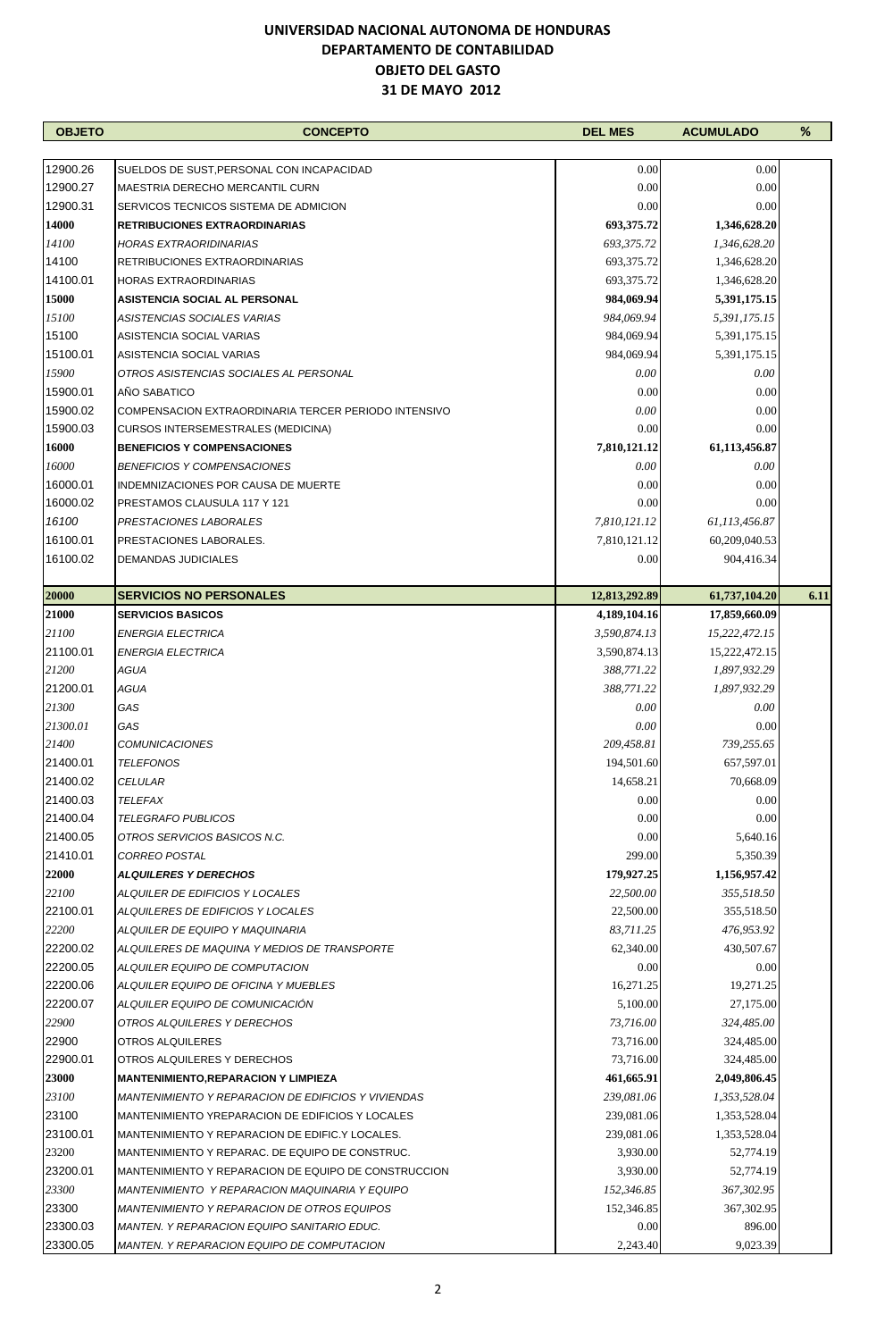# UNIVERSIDAD NACIONAL AUTONOMA DE HONDURAS
## DEPARTAMENTO DE CONTABILIDAD
### OBJETO DEL GASTO
### 31 DE MAYO 2012

| OBJETO | CONCEPTO | DEL MES | ACUMULADO | % |
|---|---|---|---|---|
| 12900.26 | SUELDOS DE SUST,PERSONAL CON INCAPACIDAD | 0.00 | 0.00 | |
| 12900.27 | MAESTRIA DERECHO MERCANTIL CURN | 0.00 | 0.00 | |
| 12900.31 | SERVICOS TECNICOS SISTEMA DE ADMICION | 0.00 | 0.00 | |
| **14000** | **RETRIBUCIONES EXTRAORDINARIAS** | **693,375.72** | **1,346,628.20** | |
| *14100* | *HORAS EXTRAORIDINARIAS* | *693,375.72* | *1,346,628.20* | |
| 14100 | RETRIBUCIONES EXTRAORDINARIAS | 693,375.72 | 1,346,628.20 | |
| 14100.01 | HORAS EXTRAORDINARIAS | 693,375.72 | 1,346,628.20 | |
| **15000** | **ASISTENCIA SOCIAL AL PERSONAL** | **984,069.94** | **5,391,175.15** | |
| *15100* | *ASISTENCIAS SOCIALES VARIAS* | *984,069.94* | *5,391,175.15* | |
| 15100 | ASISTENCIA SOCIAL VARIAS | 984,069.94 | 5,391,175.15 | |
| 15100.01 | ASISTENCIA SOCIAL VARIAS | 984,069.94 | 5,391,175.15 | |
| *15900* | *OTROS ASISTENCIAS SOCIALES AL PERSONAL* | *0.00* | *0.00* | |
| 15900.01 | AÑO SABATICO | 0.00 | 0.00 | |
| 15900.02 | COMPENSACION EXTRAORDINARIA TERCER PERIODO INTENSIVO | 0.00 | 0.00 | |
| 15900.03 | CURSOS INTERSEMESTRALES (MEDICINA) | 0.00 | 0.00 | |
| **16000** | **BENEFICIOS Y COMPENSACIONES** | **7,810,121.12** | **61,113,456.87** | |
| *16000* | *BENEFICIOS Y COMPENSACIONES* | *0.00* | *0.00* | |
| 16000.01 | INDEMNIZACIONES POR CAUSA DE MUERTE | 0.00 | 0.00 | |
| 16000.02 | PRESTAMOS CLAUSULA 117 Y 121 | 0.00 | 0.00 | |
| *16100* | *PRESTACIONES LABORALES* | *7,810,121.12* | *61,113,456.87* | |
| 16100.01 | PRESTACIONES LABORALES. | 7,810,121.12 | 60,209,040.53 | |
| 16100.02 | DEMANDAS JUDICIALES | 0.00 | 904,416.34 | |
| **20000** | **SERVICIOS NO PERSONALES** | **12,813,292.89** | **61,737,104.20** | **6.11** |
| **21000** | **SERVICIOS BASICOS** | **4,189,104.16** | **17,859,660.09** | |
| *21100* | *ENERGIA ELECTRICA* | *3,590,874.13* | *15,222,472.15* | |
| 21100.01 | *ENERGIA ELECTRICA* | 3,590,874.13 | 15,222,472.15 | |
| *21200* | *AGUA* | *388,771.22* | *1,897,932.29* | |
| 21200.01 | *AGUA* | *388,771.22* | *1,897,932.29* | |
| *21300* | *GAS* | *0.00* | *0.00* | |
| *21300.01* | *GAS* | *0.00* | 0.00 | |
| *21400* | *COMUNICACIONES* | *209,458.81* | *739,255.65* | |
| 21400.01 | *TELEFONOS* | 194,501.60 | 657,597.01 | |
| 21400.02 | *CELULAR* | 14,658.21 | 70,668.09 | |
| 21400.03 | *TELEFAX* | 0.00 | 0.00 | |
| 21400.04 | *TELEGRAFO PUBLICOS* | 0.00 | 0.00 | |
| 21400.05 | *OTROS SERVICIOS BASICOS N.C.* | 0.00 | 5,640.16 | |
| 21410.01 | *CORREO POSTAL* | 299.00 | 5,350.39 | |
| **22000** | ***ALQUILERES Y DERECHOS*** | **179,927.25** | **1,156,957.42** | |
| *22100* | *ALQUILER DE EDIFICIOS Y LOCALES* | *22,500.00* | *355,518.50* | |
| 22100.01 | *ALQUILERES DE EDIFICIOS Y LOCALES* | 22,500.00 | 355,518.50 | |
| *22200* | *ALQUILER DE EQUIPO Y MAQUINARIA* | *83,711.25* | *476,953.92* | |
| 22200.02 | *ALQUILERES DE MAQUINA Y MEDIOS DE TRANSPORTE* | 62,340.00 | 430,507.67 | |
| 22200.05 | *ALQUILER EQUIPO DE COMPUTACION* | 0.00 | 0.00 | |
| 22200.06 | *ALQUILER EQUIPO DE OFICINA Y MUEBLES* | 16,271.25 | 19,271.25 | |
| 22200.07 | *ALQUILER EQUIPO DE COMUNICACIÓN* | 5,100.00 | 27,175.00 | |
| *22900* | *OTROS ALQUILERES Y DERECHOS* | *73,716.00* | *324,485.00* | |
| 22900 | OTROS ALQUILERES | 73,716.00 | 324,485.00 | |
| 22900.01 | OTROS ALQUILERES Y DERECHOS | 73,716.00 | 324,485.00 | |
| **23000** | **MANTENIMIENTO,REPARACION Y LIMPIEZA** | **461,665.91** | **2,049,806.45** | |
| *23100* | *MANTENIMIENTO Y REPARACION DE EDIFICIOS Y VIVIENDAS* | *239,081.06* | *1,353,528.04* | |
| 23100 | MANTENIMIENTO YREPARACION DE EDIFICIOS Y LOCALES | 239,081.06 | 1,353,528.04 | |
| 23100.01 | MANTENIMIENTO Y REPARACION DE EDIFIC.Y LOCALES. | 239,081.06 | 1,353,528.04 | |
| 23200 | MANTENIMIENTO Y REPARAC. DE EQUIPO DE CONSTRUC. | 3,930.00 | 52,774.19 | |
| 23200.01 | MANTENIMIENTO Y REPARACION DE EQUIPO DE CONSTRUCCION | 3,930.00 | 52,774.19 | |
| *23300* | *MANTENIMIENTO Y REPARACION MAQUINARIA Y EQUIPO* | *152,346.85* | *367,302.95* | |
| 23300 | *MANTENIMIENTO Y REPARACION DE OTROS EQUIPOS* | 152,346.85 | 367,302.95 | |
| 23300.03 | *MANTEN. Y REPARACION EQUIPO SANITARIO EDUC.* | 0.00 | 896.00 | |
| 23300.05 | *MANTEN. Y REPARACION EQUIPO DE COMPUTACION* | 2,243.40 | 9,023.39 | |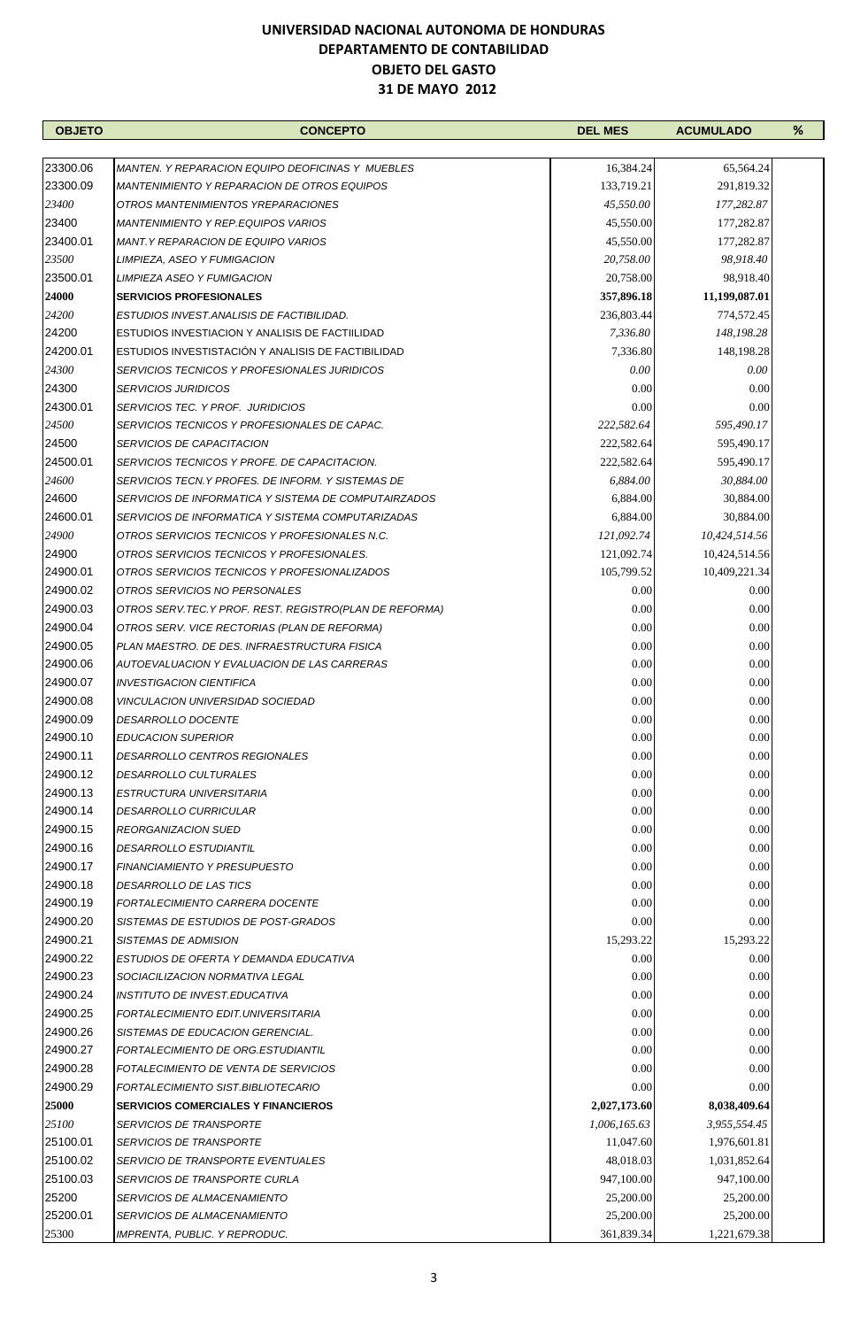# UNIVERSIDAD NACIONAL AUTONOMA DE HONDURAS
## DEPARTAMENTO DE CONTABILIDAD
### OBJETO DEL GASTO
### 31 DE MAYO 2012

| OBJETO | CONCEPTO | DEL MES | ACUMULADO | % |
|---|---|---|---|---|
| 23300.06 | *MANTEN. Y REPARACION EQUIPO DEOFICINAS Y MUEBLES* | 16,384.24 | 65,564.24 | |
| 23300.09 | *MANTENIMIENTO Y REPARACION DE OTROS EQUIPOS* | 133,719.21 | 291,819.32 | |
| *23400* | *OTROS MANTENIMIENTOS YREPARACIONES* | *45,550.00* | *177,282.87* | |
| 23400 | *MANTENIMIENTO Y REP.EQUIPOS VARIOS* | 45,550.00 | 177,282.87 | |
| 23400.01 | *MANT.Y REPARACION DE EQUIPO VARIOS* | 45,550.00 | 177,282.87 | |
| *23500* | *LIMPIEZA, ASEO Y FUMIGACION* | *20,758.00* | *98,918.40* | |
| 23500.01 | *LIMPIEZA ASEO Y FUMIGACION* | 20,758.00 | 98,918.40 | |
| **24000** | **SERVICIOS PROFESIONALES** | **357,896.18** | **11,199,087.01** | |
| *24200* | *ESTUDIOS INVEST.ANALISIS DE FACTIBILIDAD.* | 236,803.44 | 774,572.45 | |
| 24200 | ESTUDIOS INVESTIACION Y ANALISIS DE FACTIILIDAD | *7,336.80* | *148,198.28* | |
| 24200.01 | ESTUDIOS INVESTISTACIÓN Y ANALISIS DE FACTIBILIDAD | 7,336.80 | 148,198.28 | |
| *24300* | *SERVICIOS TECNICOS Y PROFESIONALES JURIDICOS* | *0.00* | *0.00* | |
| 24300 | *SERVICIOS JURIDICOS* | 0.00 | 0.00 | |
| 24300.01 | *SERVICIOS TEC. Y PROF. JURIDICIOS* | 0.00 | 0.00 | |
| *24500* | *SERVICIOS TECNICOS Y PROFESIONALES DE CAPAC.* | *222,582.64* | *595,490.17* | |
| 24500 | *SERVICIOS DE CAPACITACION* | 222,582.64 | 595,490.17 | |
| 24500.01 | *SERVICIOS TECNICOS Y PROFE. DE CAPACITACION.* | 222,582.64 | 595,490.17 | |
| *24600* | *SERVICIOS TECN.Y PROFES. DE INFORM. Y SISTEMAS DE* | *6,884.00* | *30,884.00* | |
| 24600 | *SERVICIOS DE INFORMATICA Y SISTEMA DE COMPUTAIRZADOS* | 6,884.00 | 30,884.00 | |
| 24600.01 | *SERVICIOS DE INFORMATICA Y SISTEMA COMPUTARIZADAS* | 6,884.00 | 30,884.00 | |
| *24900* | *OTROS SERVICIOS TECNICOS Y PROFESIONALES N.C.* | *121,092.74* | *10,424,514.56* | |
| 24900 | *OTROS SERVICIOS TECNICOS Y PROFESIONALES.* | 121,092.74 | 10,424,514.56 | |
| 24900.01 | *OTROS SERVICIOS TECNICOS Y PROFESIONALIZADOS* | 105,799.52 | 10,409,221.34 | |
| 24900.02 | *OTROS SERVICIOS NO PERSONALES* | 0.00 | 0.00 | |
| 24900.03 | *OTROS SERV.TEC.Y PROF. REST. REGISTRO(PLAN DE REFORMA)* | 0.00 | 0.00 | |
| 24900.04 | *OTROS SERV. VICE RECTORIAS (PLAN DE REFORMA)* | 0.00 | 0.00 | |
| 24900.05 | *PLAN MAESTRO. DE DES. INFRAESTRUCTURA FISICA* | 0.00 | 0.00 | |
| 24900.06 | *AUTOEVALUACION Y EVALUACION DE LAS CARRERAS* | 0.00 | 0.00 | |
| 24900.07 | *INVESTIGACION CIENTIFICA* | 0.00 | 0.00 | |
| 24900.08 | *VINCULACION UNIVERSIDAD SOCIEDAD* | 0.00 | 0.00 | |
| 24900.09 | *DESARROLLO DOCENTE* | 0.00 | 0.00 | |
| 24900.10 | *EDUCACION SUPERIOR* | 0.00 | 0.00 | |
| 24900.11 | *DESARROLLO CENTROS REGIONALES* | 0.00 | 0.00 | |
| 24900.12 | *DESARROLLO CULTURALES* | 0.00 | 0.00 | |
| 24900.13 | *ESTRUCTURA UNIVERSITARIA* | 0.00 | 0.00 | |
| 24900.14 | *DESARROLLO CURRICULAR* | 0.00 | 0.00 | |
| 24900.15 | *REORGANIZACION SUED* | 0.00 | 0.00 | |
| 24900.16 | *DESARROLLO ESTUDIANTIL* | 0.00 | 0.00 | |
| 24900.17 | *FINANCIAMIENTO Y PRESUPUESTO* | 0.00 | 0.00 | |
| 24900.18 | *DESARROLLO DE LAS TICS* | 0.00 | 0.00 | |
| 24900.19 | *FORTALECIMIENTO CARRERA DOCENTE* | 0.00 | 0.00 | |
| 24900.20 | *SISTEMAS DE ESTUDIOS DE POST-GRADOS* | 0.00 | 0.00 | |
| 24900.21 | *SISTEMAS DE ADMISION* | 15,293.22 | 15,293.22 | |
| 24900.22 | *ESTUDIOS DE OFERTA Y DEMANDA EDUCATIVA* | 0.00 | 0.00 | |
| 24900.23 | *SOCIACILIZACION NORMATIVA LEGAL* | 0.00 | 0.00 | |
| 24900.24 | *INSTITUTO DE INVEST.EDUCATIVA* | 0.00 | 0.00 | |
| 24900.25 | *FORTALECIMIENTO EDIT.UNIVERSITARIA* | 0.00 | 0.00 | |
| 24900.26 | *SISTEMAS DE EDUCACION GERENCIAL.* | 0.00 | 0.00 | |
| 24900.27 | *FORTALECIMIENTO DE ORG.ESTUDIANTIL* | 0.00 | 0.00 | |
| 24900.28 | *FOTALECIMIENTO DE VENTA DE SERVICIOS* | 0.00 | 0.00 | |
| 24900.29 | *FORTALECIMIENTO SIST.BIBLIOTECARIO* | 0.00 | 0.00 | |
| **25000** | **SERVICIOS COMERCIALES Y FINANCIEROS** | **2,027,173.60** | **8,038,409.64** | |
| *25100* | *SERVICIOS DE TRANSPORTE* | *1,006,165.63* | *3,955,554.45* | |
| 25100.01 | *SERVICIOS DE TRANSPORTE* | 11,047.60 | 1,976,601.81 | |
| 25100.02 | *SERVICIO DE TRANSPORTE EVENTUALES* | 48,018.03 | 1,031,852.64 | |
| 25100.03 | *SERVICIOS DE TRANSPORTE CURLA* | 947,100.00 | 947,100.00 | |
| 25200 | *SERVICIOS DE ALMACENAMIENTO* | 25,200.00 | 25,200.00 | |
| 25200.01 | *SERVICIOS DE ALMACENAMIENTO* | 25,200.00 | 25,200.00 | |
| 25300 | *IMPRENTA, PUBLIC. Y REPRODUC.* | 361,839.34 | 1,221,679.38 | |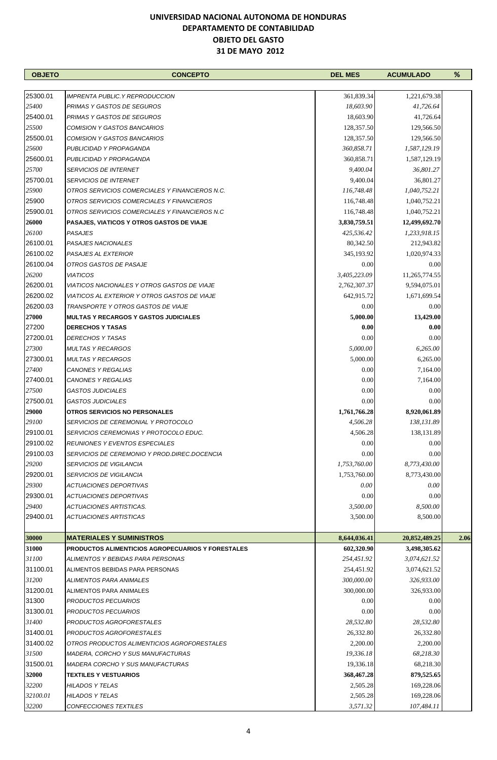# UNIVERSIDAD NACIONAL AUTONOMA DE HONDURAS
## DEPARTAMENTO DE CONTABILIDAD
## OBJETO DEL GASTO
## 31 DE MAYO 2012

| OBJETO | CONCEPTO | DEL MES | ACUMULADO | % |
|---|---|---|---|---|
| 25300.01 | *IMPRENTA PUBLIC.Y REPRODUCCION* | 361,839.34 | 1,221,679.38 | |
| *25400* | *PRIMAS Y GASTOS DE SEGUROS* | *18,603.90* | *41,726.64* | |
| 25400.01 | *PRIMAS Y GASTOS DE SEGUROS* | 18,603.90 | 41,726.64 | |
| *25500* | *COMISION Y GASTOS BANCARIOS* | *128,357.50* | *129,566.50* | |
| 25500.01 | *COMISION Y GASTOS BANCARIOS* | 128,357.50 | 129,566.50 | |
| *25600* | *PUBLICIDAD Y PROPAGANDA* | *360,858.71* | *1,587,129.19* | |
| 25600.01 | *PUBLICIDAD Y PROPAGANDA* | 360,858.71 | 1,587,129.19 | |
| *25700* | *SERVICIOS DE INTERNET* | *9,400.04* | *36,801.27* | |
| 25700.01 | *SERVICIOS DE INTERNET* | 9,400.04 | 36,801.27 | |
| *25900* | *OTROS SERVICIOS COMERCIALES Y FINANCIEROS N.C.* | *116,748.48* | *1,040,752.21* | |
| 25900 | *OTROS SERVICIOS COMERCIALES Y FINANCIEROS* | 116,748.48 | 1,040,752.21 | |
| 25900.01 | *OTROS SERVICIOS COMERCIALES Y FINANCIEROS N.C* | 116,748.48 | 1,040,752.21 | |
| **26000** | **PASAJES, VIATICOS Y OTROS GASTOS DE VIAJE** | **3,830,759.51** | **12,499,692.70** | |
| *26100* | *PASAJES* | *425,536.42* | *1,233,918.15* | |
| 26100.01 | *PASAJES NACIONALES* | 80,342.50 | 212,943.82 | |
| 26100.02 | *PASAJES AL EXTERIOR* | 345,193.92 | 1,020,974.33 | |
| 26100.04 | *OTROS GASTOS DE PASAJE* | 0.00 | 0.00 | |
| *26200* | *VIATICOS* | *3,405,223.09* | 11,265,774.55 | |
| 26200.01 | *VIATICOS NACIONALES Y OTROS GASTOS DE VIAJE* | 2,762,307.37 | 9,594,075.01 | |
| 26200.02 | *VIATICOS AL EXTERIOR Y OTROS GASTOS DE VIAJE* | 642,915.72 | 1,671,699.54 | |
| 26200.03 | *TRANSPORTE Y OTROS GASTOS DE VIAJE* | 0.00 | 0.00 | |
| **27000** | **MULTAS Y RECARGOS Y GASTOS JUDICIALES** | **5,000.00** | **13,429.00** | |
| 27200 | **DERECHOS Y TASAS** | **0.00** | **0.00** | |
| 27200.01 | *DERECHOS Y TASAS* | 0.00 | 0.00 | |
| *27300* | *MULTAS Y RECARGOS* | *5,000.00* | *6,265.00* | |
| 27300.01 | *MULTAS Y RECARGOS* | 5,000.00 | 6,265.00 | |
| *27400* | *CANONES Y REGALIAS* | 0.00 | 7,164.00 | |
| 27400.01 | *CANONES Y REGALIAS* | 0.00 | 7,164.00 | |
| *27500* | *GASTOS JUDICIALES* | 0.00 | 0.00 | |
| 27500.01 | *GASTOS JUDICIALES* | 0.00 | 0.00 | |
| **29000** | **OTROS SERVICIOS NO PERSONALES** | **1,761,766.28** | **8,920,061.89** | |
| *29100* | *SERVICIOS DE CEREMONIAL Y PROTOCOLO* | *4,506.28* | *138,131.89* | |
| 29100.01 | *SERVICIOS CEREMONIAS Y PROTOCOLO EDUC.* | 4,506.28 | 138,131.89 | |
| 29100.02 | *REUNIONES Y EVENTOS ESPECIALES* | 0.00 | 0.00 | |
| 29100.03 | *SERVICIOS DE CEREMONIO Y PROD.DIREC.DOCENCIA* | 0.00 | 0.00 | |
| *29200* | *SERVICIOS DE VIGILANCIA* | *1,753,760.00* | *8,773,430.00* | |
| 29200.01 | *SERVICIOS DE VIGILANCIA* | 1,753,760.00 | 8,773,430.00 | |
| *29300* | *ACTUACIONES DEPORTIVAS* | *0.00* | *0.00* | |
| 29300.01 | *ACTUACIONES DEPORTIVAS* | 0.00 | 0.00 | |
| *29400* | *ACTUACIONES ARTISTICAS.* | *3,500.00* | *8,500.00* | |
| 29400.01 | *ACTUACIONES ARTISTICAS* | 3,500.00 | 8,500.00 | |
| **30000** | **MATERIALES Y SUMINISTROS** | **8,644,036.41** | **20,852,489.25** | **2.06** |
| **31000** | **PRODUCTOS ALIMENTICIOS AGROPECUARIOS Y FORESTALES** | **602,320.90** | **3,498,305.62** | |
| *31100* | *ALIMENTOS Y BEBIDAS PARA PERSONAS* | *254,451.92* | *3,074,621.52* | |
| 31100.01 | ALIMENTOS BEBIDAS PARA PERSONAS | 254,451.92 | 3,074,621.52 | |
| *31200* | *ALIMENTOS PARA ANIMALES* | *300,000.00* | *326,933.00* | |
| 31200.01 | ALIMENTOS PARA ANIMALES | 300,000.00 | 326,933.00 | |
| 31300 | *PRODUCTOS PECUARIOS* | 0.00 | 0.00 | |
| 31300.01 | *PRODUCTOS PECUARIOS* | 0.00 | 0.00 | |
| *31400* | *PRODUCTOS AGROFORESTALES* | *28,532.80* | *28,532.80* | |
| 31400.01 | *PRODUCTOS AGROFORESTALES* | 26,332.80 | 26,332.80 | |
| 31400.02 | *OTROS PRODUCTOS ALIMENTICIOS AGROFORESTALES* | 2,200.00 | 2,200.00 | |
| *31500* | *MADERA, CORCHO Y SUS MANUFACTURAS* | *19,336.18* | *68,218.30* | |
| 31500.01 | *MADERA CORCHO Y SUS MANUFACTURAS* | 19,336.18 | 68,218.30 | |
| **32000** | **TEXTILES Y VESTUARIOS** | **368,467.28** | **879,525.65** | |
| *32200* | *HILADOS Y TELAS* | 2,505.28 | 169,228.06 | |
| *32100.01* | *HILADOS Y TELAS* | 2,505.28 | 169,228.06 | |
| *32200* | *CONFECCIONES TEXTILES* | *3,571.32* | *107,484.11* | |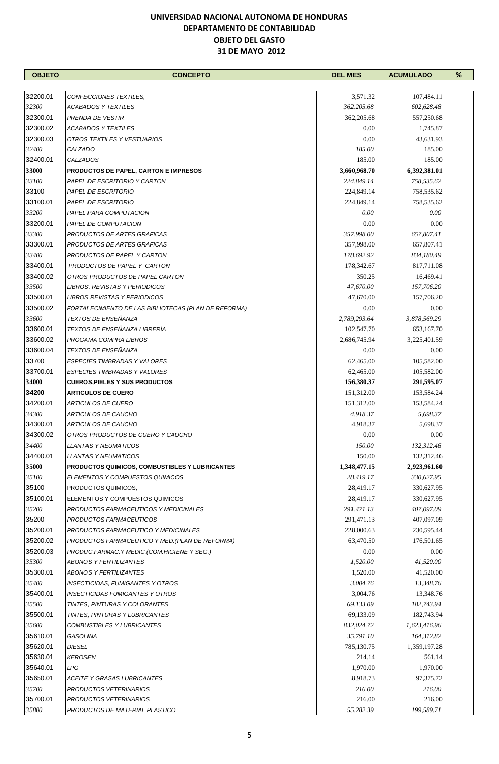# UNIVERSIDAD NACIONAL AUTONOMA DE HONDURAS
## DEPARTAMENTO DE CONTABILIDAD
### OBJETO DEL GASTO
### 31 DE MAYO 2012

| OBJETO | CONCEPTO | DEL MES | ACUMULADO | % |
|---|---|---|---|---|
| 32200.01 | CONFECCIONES TEXTILES, | 3,571.32 | 107,484.11 | |
| *32300* | *ACABADOS Y TEXTILES* | *362,205.68* | *602,628.48* | |
| 32300.01 | PRENDA DE VESTIR | 362,205.68 | 557,250.68 | |
| 32300.02 | ACABADOS Y TEXTILES | 0.00 | 1,745.87 | |
| 32300.03 | OTROS TEXTILES Y VESTUARIOS | 0.00 | 43,631.93 | |
| *32400* | *CALZADO* | *185.00* | 185.00 | |
| 32400.01 | CALZADOS | 185.00 | 185.00 | |
| **33000** | **PRODUCTOS DE PAPEL, CARTON E IMPRESOS** | **3,660,968.70** | **6,392,381.01** | |
| *33100* | *PAPEL DE ESCRITORIO Y CARTON* | *224,849.14* | *758,535.62* | |
| 33100 | PAPEL DE ESCRITORIO | 224,849.14 | 758,535.62 | |
| 33100.01 | PAPEL DE ESCRITORIO | 224,849.14 | 758,535.62 | |
| *33200* | *PAPEL PARA COMPUTACION* | *0.00* | *0.00* | |
| 33200.01 | PAPEL DE COMPUTACION | 0.00 | 0.00 | |
| *33300* | *PRODUCTOS DE ARTES GRAFICAS* | *357,998.00* | *657,807.41* | |
| 33300.01 | PRODUCTOS DE ARTES GRAFICAS | 357,998.00 | 657,807.41 | |
| *33400* | *PRODUCTOS DE PAPEL Y CARTON* | *178,692.92* | *834,180.49* | |
| 33400.01 | PRODUCTOS DE PAPEL Y CARTON | 178,342.67 | 817,711.08 | |
| 33400.02 | OTROS PRODUCTOS DE PAPEL CARTON | 350.25 | 16,469.41 | |
| *33500* | *LIBROS, REVISTAS Y PERIODICOS* | *47,670.00* | *157,706.20* | |
| 33500.01 | LIBROS REVISTAS Y PERIODICOS | 47,670.00 | 157,706.20 | |
| 33500.02 | FORTALECIMIENTO DE LAS BIBLIOTECAS (PLAN DE REFORMA) | 0.00 | 0.00 | |
| *33600* | *TEXTOS DE ENSEÑANZA* | *2,789,293.64* | *3,878,569.29* | |
| 33600.01 | TEXTOS DE ENSEÑANZA LIBRERÍA | 102,547.70 | 653,167.70 | |
| 33600.02 | PROGAMA COMPRA LIBROS | 2,686,745.94 | 3,225,401.59 | |
| 33600.04 | TEXTOS DE ENSEÑANZA | 0.00 | 0.00 | |
| 33700 | ESPECIES TIMBRADAS Y VALORES | 62,465.00 | 105,582.00 | |
| 33700.01 | ESPECIES TIMBRADAS Y VALORES | 62,465.00 | 105,582.00 | |
| **34000** | **CUEROS,PIELES Y SUS PRODUCTOS** | **156,380.37** | **291,595.07** | |
| **34200** | **ARTICULOS DE CUERO** | 151,312.00 | 153,584.24 | |
| 34200.01 | ARTICULOS DE CUERO | 151,312.00 | 153,584.24 | |
| *34300* | *ARTICULOS DE CAUCHO* | *4,918.37* | *5,698.37* | |
| 34300.01 | ARTICULOS DE CAUCHO | 4,918.37 | 5,698.37 | |
| 34300.02 | OTROS PRODUCTOS DE CUERO Y CAUCHO | 0.00 | 0.00 | |
| *34400* | *LLANTAS Y NEUMATICOS* | *150.00* | *132,312.46* | |
| 34400.01 | LLANTAS Y NEUMATICOS | 150.00 | 132,312.46 | |
| **35000** | **PRODUCTOS QUIMICOS, COMBUSTIBLES Y LUBRICANTES** | **1,348,477.15** | **2,923,961.60** | |
| *35100* | *ELEMENTOS Y COMPUESTOS QUIMICOS* | *28,419.17* | *330,627.95* | |
| 35100 | PRODUCTOS QUIMICOS, | 28,419.17 | 330,627.95 | |
| 35100.01 | ELEMENTOS Y COMPUESTOS QUIMICOS | 28,419.17 | 330,627.95 | |
| *35200* | *PRODUCTOS FARMACEUTICOS Y MEDICINALES* | *291,471.13* | *407,097.09* | |
| 35200 | PRODUCTOS FARMACEUTICOS | 291,471.13 | 407,097.09 | |
| 35200.01 | PRODUCTOS FARMACEUTICO Y MEDICINALES | 228,000.63 | 230,595.44 | |
| 35200.02 | PRODUCTOS FARMACEUTICO Y MED.(PLAN DE REFORMA) | 63,470.50 | 176,501.65 | |
| 35200.03 | PRODUC.FARMAC.Y MEDIC.(COM.HIGIENE Y SEG.) | 0.00 | 0.00 | |
| *35300* | *ABONOS Y FERTILIZANTES* | *1,520.00* | *41,520.00* | |
| 35300.01 | ABONOS Y FERTILIZANTES | 1,520.00 | 41,520.00 | |
| *35400* | *INSECTICIDAS, FUMIGANTES Y OTROS* | *3,004.76* | *13,348.76* | |
| 35400.01 | INSECTICIDAS FUMIGANTES Y OTROS | 3,004.76 | 13,348.76 | |
| *35500* | *TINTES, PINTURAS Y COLORANTES* | *69,133.09* | *182,743.94* | |
| 35500.01 | TINTES, PINTURAS Y LUBRICANTES | 69,133.09 | 182,743.94 | |
| *35600* | *COMBUSTIBLES Y LUBRICANTES* | *832,024.72* | *1,623,416.96* | |
| 35610.01 | GASOLINA | *35,791.10* | *164,312.82* | |
| 35620.01 | DIESEL | 785,130.75 | 1,359,197.28 | |
| 35630.01 | KEROSEN | 214.14 | 561.14 | |
| 35640.01 | LPG | 1,970.00 | 1,970.00 | |
| 35650.01 | ACEITE Y GRASAS LUBRICANTES | 8,918.73 | 97,375.72 | |
| *35700* | *PRODUCTOS VETERINARIOS* | *216.00* | *216.00* | |
| 35700.01 | PRODUCTOS VETERINARIOS | 216.00 | 216.00 | |
| *35800* | *PRODUCTOS DE MATERIAL PLASTICO* | *55,282.39* | *199,589.71* | |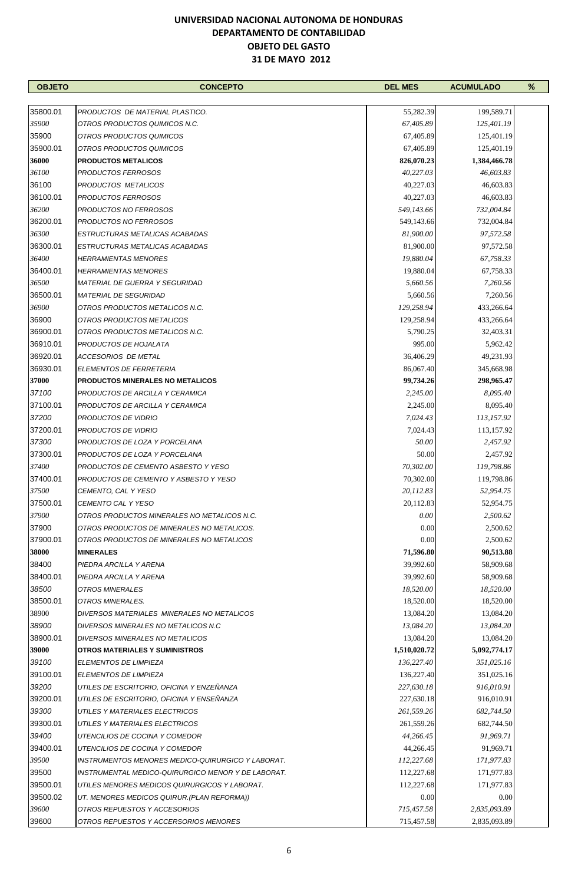# UNIVERSIDAD NACIONAL AUTONOMA DE HONDURAS
## DEPARTAMENTO DE CONTABILIDAD
## OBJETO DEL GASTO
## 31 DE MAYO 2012

| OBJETO | CONCEPTO | DEL MES | ACUMULADO | % |
|---|---|---|---|---|
| 35800.01 | PRODUCTOS DE MATERIAL PLASTICO. | 55,282.39 | 199,589.71 | |
| *35900* | *OTROS PRODUCTOS QUIMICOS N.C.* | *67,405.89* | *125,401.19* | |
| 35900 | OTROS PRODUCTOS QUIMICOS | 67,405.89 | 125,401.19 | |
| 35900.01 | OTROS PRODUCTOS QUIMICOS | 67,405.89 | 125,401.19 | |
| **36000** | **PRODUCTOS METALICOS** | **826,070.23** | **1,384,466.78** | |
| *36100* | *PRODUCTOS FERROSOS* | *40,227.03* | *46,603.83* | |
| 36100 | PRODUCTOS METALICOS | 40,227.03 | 46,603.83 | |
| 36100.01 | PRODUCTOS FERROSOS | 40,227.03 | 46,603.83 | |
| *36200* | *PRODUCTOS NO FERROSOS* | *549,143.66* | *732,004.84* | |
| 36200.01 | PRODUCTOS NO FERROSOS | 549,143.66 | 732,004.84 | |
| *36300* | *ESTRUCTURAS METALICAS ACABADAS* | *81,900.00* | *97,572.58* | |
| 36300.01 | ESTRUCTURAS METALICAS ACABADAS | 81,900.00 | 97,572.58 | |
| *36400* | *HERRAMIENTAS MENORES* | *19,880.04* | *67,758.33* | |
| 36400.01 | HERRAMIENTAS MENORES | 19,880.04 | 67,758.33 | |
| *36500* | *MATERIAL DE GUERRA Y SEGURIDAD* | *5,660.56* | *7,260.56* | |
| 36500.01 | MATERIAL DE SEGURIDAD | 5,660.56 | 7,260.56 | |
| *36900* | *OTROS PRODUCTOS METALICOS N.C.* | *129,258.94* | 433,266.64 | |
| 36900 | OTROS PRODUCTOS METALICOS | 129,258.94 | 433,266.64 | |
| 36900.01 | OTROS PRODUCTOS METALICOS N.C. | 5,790.25 | 32,403.31 | |
| 36910.01 | PRODUCTOS DE HOJALATA | 995.00 | 5,962.42 | |
| 36920.01 | ACCESORIOS DE METAL | 36,406.29 | 49,231.93 | |
| 36930.01 | ELEMENTOS DE FERRETERIA | 86,067.40 | 345,668.98 | |
| **37000** | **PRODUCTOS MINERALES NO METALICOS** | **99,734.26** | **298,965.47** | |
| *37100* | *PRODUCTOS DE ARCILLA Y CERAMICA* | *2,245.00* | *8,095.40* | |
| 37100.01 | PRODUCTOS DE ARCILLA Y CERAMICA | 2,245.00 | 8,095.40 | |
| *37200* | *PRODUCTOS DE VIDRIO* | *7,024.43* | *113,157.92* | |
| 37200.01 | PRODUCTOS DE VIDRIO | 7,024.43 | 113,157.92 | |
| *37300* | *PRODUCTOS DE LOZA Y PORCELANA* | *50.00* | *2,457.92* | |
| 37300.01 | PRODUCTOS DE LOZA Y PORCELANA | 50.00 | 2,457.92 | |
| *37400* | *PRODUCTOS DE CEMENTO ASBESTO Y YESO* | *70,302.00* | *119,798.86* | |
| 37400.01 | PRODUCTOS DE CEMENTO Y ASBESTO Y YESO | 70,302.00 | 119,798.86 | |
| *37500* | *CEMENTO, CAL Y YESO* | *20,112.83* | *52,954.75* | |
| 37500.01 | CEMENTO CAL Y YESO | 20,112.83 | 52,954.75 | |
| *37900* | *OTROS PRODUCTOS MINERALES NO METALICOS N.C.* | *0.00* | *2,500.62* | |
| 37900 | OTROS PRODUCTOS DE MINERALES NO METALICOS. | 0.00 | 2,500.62 | |
| 37900.01 | OTROS PRODUCTOS DE MINERALES NO METALICOS | 0.00 | 2,500.62 | |
| **38000** | **MINERALES** | **71,596.80** | **90,513.88** | |
| 38400 | PIEDRA ARCILLA Y ARENA | 39,992.60 | 58,909.68 | |
| 38400.01 | PIEDRA ARCILLA Y ARENA | 39,992.60 | 58,909.68 | |
| *38500* | *OTROS MINERALES* | *18,520.00* | *18,520.00* | |
| 38500.01 | OTROS MINERALES. | 18,520.00 | 18,520.00 | |
| 38900 | DIVERSOS MATERIALES MINERALES NO METALICOS | 13,084.20 | 13,084.20 | |
| *38900* | *DIVERSOS MINERALES NO METALICOS N.C* | *13,084.20* | *13,084.20* | |
| 38900.01 | DIVERSOS MINERALES NO METALICOS | 13,084.20 | 13,084.20 | |
| **39000** | **OTROS MATERIALES Y SUMINISTROS** | **1,510,020.72** | **5,092,774.17** | |
| *39100* | *ELEMENTOS DE LIMPIEZA* | *136,227.40* | *351,025.16* | |
| 39100.01 | ELEMENTOS DE LIMPIEZA | 136,227.40 | 351,025.16 | |
| *39200* | *UTILES DE ESCRITORIO, OFICINA Y ENZEÑANZA* | *227,630.18* | *916,010.91* | |
| 39200.01 | UTILES DE ESCRITORIO, OFICINA Y ENSEÑANZA | 227,630.18 | 916,010.91 | |
| *39300* | *UTILES Y MATERIALES ELECTRICOS* | *261,559.26* | *682,744.50* | |
| 39300.01 | UTILES Y MATERIALES ELECTRICOS | 261,559.26 | 682,744.50 | |
| *39400* | *UTENCILIOS DE COCINA Y COMEDOR* | *44,266.45* | *91,969.71* | |
| 39400.01 | UTENCILIOS DE COCINA Y COMEDOR | 44,266.45 | 91,969.71 | |
| *39500* | *INSTRUMENTOS MENORES MEDICO-QUIRURGICO Y LABORAT.* | *112,227.68* | *171,977.83* | |
| 39500 | INSTRUMENTAL MEDICO-QUIRURGICO MENOR Y DE LABORAT. | 112,227.68 | 171,977.83 | |
| 39500.01 | UTILES MENORES MEDICOS QUIRURGICOS Y LABORAT. | 112,227.68 | 171,977.83 | |
| 39500.02 | UT. MENORES MEDICOS QUIRUR.(PLAN REFORMA)) | 0.00 | 0.00 | |
| *39600* | *OTROS REPUESTOS Y ACCESORIOS* | *715,457.58* | *2,835,093.89* | |
| 39600 | OTROS REPUESTOS Y ACCERSORIOS MENORES | 715,457.58 | 2,835,093.89 | |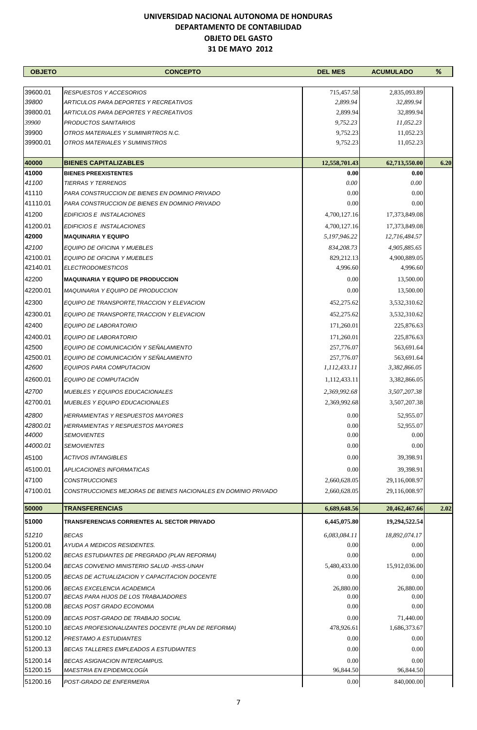# UNIVERSIDAD NACIONAL AUTONOMA DE HONDURAS
## DEPARTAMENTO DE CONTABILIDAD
## OBJETO DEL GASTO
## 31 DE MAYO 2012

| OBJETO | CONCEPTO | DEL MES | ACUMULADO | % |
|---|---|---|---|---|
| 39600.01 | *RESPUESTOS Y ACCESORIOS* | 715,457.58 | 2,835,093.89 | |
| *39800* | *ARTICULOS PARA DEPORTES Y RECREATIVOS* | *2,899.94* | *32,899.94* | |
| 39800.01 | *ARTICULOS PARA DEPORTES Y RECREATIVOS* | 2,899.94 | 32,899.94 | |
| *39900* | *PRODUCTOS SANITARIOS* | *9,752.23* | *11,052.23* | |
| 39900 | *OTROS MATERIALES Y SUMINIRTROS N.C.* | 9,752.23 | 11,052.23 | |
| 39900.01 | *OTROS MATERIALES Y SUMINISTROS* | 9,752.23 | 11,052.23 | |
| **40000** | **BIENES CAPITALIZABLES** | **12,558,701.43** | **62,713,550.00** | **6.20** |
| **41000** | **BIENES PREEXISTENTES** | **0.00** | **0.00** | |
| *41100* | *TIERRAS Y TERRENOS* | *0.00* | *0.00* | |
| 41110 | *PARA CONSTRUCCION DE BIENES EN DOMINIO PRIVADO* | 0.00 | 0.00 | |
| 41110.01 | *PARA CONSTRUCCION DE BIENES EN DOMINIO PRIVADO* | 0.00 | 0.00 | |
| 41200 | *EDIFICIOS E INSTALACIONES* | 4,700,127.16 | 17,373,849.08 | |
| 41200.01 | *EDIFICIOS E INSTALACIONES* | 4,700,127.16 | 17,373,849.08 | |
| **42000** | **MAQUINARIA Y EQUIPO** | *5,197,946.22* | *12,716,484.57* | |
| *42100* | *EQUIPO DE OFICINA Y MUEBLES* | *834,208.73* | *4,905,885.65* | |
| 42100.01 | *EQUIPO DE OFICINA Y MUEBLES* | 829,212.13 | 4,900,889.05 | |
| 42140.01 | *ELECTRODOMESTICOS* | 4,996.60 | 4,996.60 | |
| 42200 | **MAQUINARIA Y EQUIPO DE PRODUCCION** | 0.00 | 13,500.00 | |
| 42200.01 | *MAQUINARIA Y EQUIPO DE PRODUCCION* | 0.00 | 13,500.00 | |
| 42300 | *EQUIPO DE TRANSPORTE,TRACCION Y ELEVACION* | 452,275.62 | 3,532,310.62 | |
| 42300.01 | *EQUIPO DE TRANSPORTE,TRACCION Y ELEVACION* | 452,275.62 | 3,532,310.62 | |
| 42400 | *EQUIPO DE LABORATORIO* | 171,260.01 | 225,876.63 | |
| 42400.01 | *EQUIPO DE LABORATORIO* | 171,260.01 | 225,876.63 | |
| 42500 | *EQUIPO DE COMUNICACIÓN Y SEÑALAMIENTO* | 257,776.07 | 563,691.64 | |
| 42500.01 | *EQUIPO DE COMUNICACIÓN Y SEÑALAMIENTO* | 257,776.07 | 563,691.64 | |
| *42600* | *EQUIPOS PARA COMPUTACION* | *1,112,433.11* | *3,382,866.05* | |
| 42600.01 | *EQUIPO DE COMPUTACIÓN* | 1,112,433.11 | 3,382,866.05 | |
| *42700* | *MUEBLES Y EQUIPOS EDUCACIONALES* | *2,369,992.68* | *3,507,207.38* | |
| 42700.01 | *MUEBLES Y EQUIPO EDUCACIONALES* | 2,369,992.68 | 3,507,207.38 | |
| *42800* | *HERRAMIENTAS Y RESPUESTOS MAYORES* | 0.00 | 52,955.07 | |
| *42800.01* | *HERRAMIENTAS Y RESPUESTOS MAYORES* | 0.00 | 52,955.07 | |
| *44000* | *SEMOVIENTES* | 0.00 | 0.00 | |
| *44000.01* | *SEMOVIENTES* | 0.00 | 0.00 | |
| 45100 | *ACTIVOS INTANGIBLES* | 0.00 | 39,398.91 | |
| 45100.01 | *APLICACIONES INFORMATICAS* | 0.00 | 39,398.91 | |
| 47100 | *CONSTRUCCIONES* | 2,660,628.05 | 29,116,008.97 | |
| 47100.01 | *CONSTRUCCIONES MEJORAS DE BIENES NACIONALES EN DOMINIO PRIVADO* | 2,660,628.05 | 29,116,008.97 | |
| **50000** | **TRANSFERENCIAS** | **6,689,648.56** | **20,462,467.66** | **2.02** |
| **51000** | **TRANSFERENCIAS CORRIENTES AL SECTOR PRIVADO** | **6,445,075.80** | **19,294,522.54** | |
| *51210* | *BECAS* | *6,083,084.11* | *18,892,074.17* | |
| 51200.01 | *AYUDA A MEDICOS RESIDENTES.* | 0.00 | 0.00 | |
| 51200.02 | *BECAS ESTUDIANTES DE PREGRADO (PLAN REFORMA)* | 0.00 | 0.00 | |
| 51200.04 | *BECAS CONVENIO MINISTERIO SALUD -IHSS-UNAH* | 5,480,433.00 | 15,912,036.00 | |
| 51200.05 | *BECAS DE ACTUALIZACION Y CAPACITACION DOCENTE* | 0.00 | 0.00 | |
| 51200.06 | *BECAS EXCELENCIA ACADEMICA* | 26,880.00 | 26,880.00 | |
| 51200.07 | *BECAS PARA HIJOS DE LOS TRABAJADORES* | 0.00 | 0.00 | |
| 51200.08 | *BECAS POST GRADO ECONOMIA* | 0.00 | 0.00 | |
| 51200.09 | *BECAS POST-GRADO DE TRABAJO SOCIAL* | 0.00 | 71,440.00 | |
| 51200.10 | *BECAS PROFESIONALIZANTES DOCENTE (PLAN DE REFORMA)* | 478,926.61 | 1,686,373.67 | |
| 51200.12 | *PRESTAMO A ESTUDIANTES* | 0.00 | 0.00 | |
| 51200.13 | *BECAS TALLERES EMPLEADOS A ESTUDIANTES* | 0.00 | 0.00 | |
| 51200.14 | *BECAS ASIGNACION INTERCAMPUS.* | 0.00 | 0.00 | |
| 51200.15 | *MAESTRIA EN EPIDEMIOLOGÍA* | 96,844.50 | 96,844.50 | |
| 51200.16 | *POST-GRADO DE ENFERMERIA* | 0.00 | 840,000.00 | |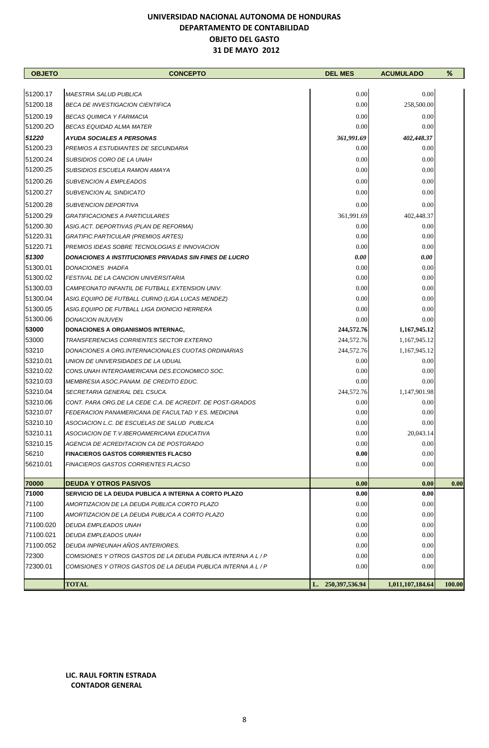**UNIVERSIDAD NACIONAL AUTONOMA DE HONDURAS**
**DEPARTAMENTO DE CONTABILIDAD**
**OBJETO DEL GASTO**
**31 DE MAYO 2012**

| OBJETO | CONCEPTO | DEL MES | ACUMULADO | % |
|---|---|---|---|---|
| 51200.17 | *MAESTRIA SALUD PUBLICA* | 0.00 | 0.00 | |
| 51200.18 | *BECA DE INVESTIGACION CIENTIFICA* | 0.00 | 258,500.00 | |
| 51200.19 | *BECAS QUIMICA Y FARMACIA* | 0.00 | 0.00 | |
| 51200.2O | *BECAS EQUIDAD ALMA MATER* | 0.00 | 0.00 | |
| ***51220*** | ***AYUDA SOCIALES A PERSONAS*** | ***361,991.69*** | ***402,448.37*** | |
| 51200.23 | *PREMIOS A ESTUDIANTES DE SECUNDARIA* | 0.00 | 0.00 | |
| 51200.24 | *SUBSIDIOS CORO DE LA UNAH* | 0.00 | 0.00 | |
| 51200.25 | *SUBSIDIOS ESCUELA RAMON AMAYA* | 0.00 | 0.00 | |
| 51200.26 | *SUBVENCION A EMPLEADOS* | 0.00 | 0.00 | |
| 51200.27 | *SUBVENCION AL SINDICATO* | 0.00 | 0.00 | |
| 51200.28 | *SUBVENCION DEPORTIVA* | 0.00 | 0.00 | |
| 51200.29 | *GRATIFICACIONES A PARTICULARES* | 361,991.69 | 402,448.37 | |
| 51200.30 | *ASIG.ACT. DEPORTIVAS (PLAN DE REFORMA)* | 0.00 | 0.00 | |
| 51220.31 | *GRATIFIC.PARTICULAR (PREMIOS ARTES)* | 0.00 | 0.00 | |
| 51220.71 | *PREMIOS IDEAS SOBRE TECNOLOGIAS E INNOVACION* | 0.00 | 0.00 | |
| ***51300*** | ***DONACIONES A INSTITUCIONES PRIVADAS SIN FINES DE LUCRO*** | ***0.00*** | ***0.00*** | |
| 51300.01 | *DONACIONES IHADFA* | 0.00 | 0.00 | |
| 51300.02 | *FESTIVAL DE LA CANCION UNIVERSITARIA* | 0.00 | 0.00 | |
| 51300.03 | *CAMPEONATO INFANTIL DE FUTBALL EXTENSION UNIV.* | 0.00 | 0.00 | |
| 51300.04 | *ASIG.EQUIPO DE FUTBALL CURNO (LIGA LUCAS MENDEZ)* | 0.00 | 0.00 | |
| 51300.05 | *ASIG.EQUIPO DE FUTBALL LIGA DIONICIO HERRERA* | 0.00 | 0.00 | |
| 51300.06 | *DONACION INJUVEN* | 0.00 | 0.00 | |
| **53000** | **DONACIONES A ORGANISMOS INTERNAC,** | **244,572.76** | **1,167,945.12** | |
| 53000 | *TRANSFERENCIAS CORRIENTES SECTOR EXTERNO* | 244,572.76 | 1,167,945.12 | |
| 53210 | *DONACIONES A ORG.INTERNACIONALES CUOTAS ORDINARIAS* | 244,572.76 | 1,167,945.12 | |
| 53210.01 | *UNION DE UNIVERSIDADES DE LA UDUAL* | 0.00 | 0.00 | |
| 53210.02 | *CONS.UNAH INTEROAMERICANA DES.ECONOMICO SOC.* | 0.00 | 0.00 | |
| 53210.03 | *MEMBRESIA ASOC.PANAM. DE CREDITO EDUC.* | 0.00 | 0.00 | |
| 53210.04 | *SECRETARIA GENERAL DEL CSUCA.* | 244,572.76 | 1,147,901.98 | |
| 53210.06 | *CONT. PARA ORG.DE LA CEDE C.A. DE ACREDIT. DE POST-GRADOS* | 0.00 | 0.00 | |
| 53210.07 | *FEDERACION PANAMERICANA DE FACULTAD Y ES. MEDICINA* | 0.00 | 0.00 | |
| 53210.10 | *ASOCIACION L.C. DE ESCUELAS DE SALUD PUBLICA* | 0.00 | 0.00 | |
| 53210.11 | *ASOCIACION DE T.V.IBEROAMERICANA EDUCATIVA* | 0.00 | 20,043.14 | |
| 53210.15 | *AGENCIA DE ACREDITACION CA DE POSTGRADO* | 0.00 | 0.00 | |
| 56210 | **FINACIEROS GASTOS CORRIENTES FLACSO** | **0.00** | 0.00 | |
| 56210.01 | *FINACIEROS GASTOS CORRIENTES FLACSO* | 0.00 | 0.00 | |
| **70000** | **DEUDA Y OTROS PASIVOS** | **0.00** | **0.00** | **0.00** |
| **71000** | **SERVICIO DE LA DEUDA PUBLICA A INTERNA A CORTO PLAZO** | **0.00** | **0.00** | |
| 71100 | *AMORTIZACION DE LA DEUDA PUBLICA CORTO PLAZO* | 0.00 | 0.00 | |
| 71100 | *AMORTIZACION DE LA DEUDA PUBLICA A CORTO PLAZO* | 0.00 | 0.00 | |
| 71100.020 | *DEUDA EMPLEADOS UNAH* | 0.00 | 0.00 | |
| 71100.021 | *DEUDA EMPLEADOS UNAH* | 0.00 | 0.00 | |
| 71100.052 | *DEUDA INPREUNAH AÑOS ANTERIORES.* | 0.00 | 0.00 | |
| 72300 | *COMISIONES Y OTROS GASTOS DE LA DEUDA PUBLICA INTERNA A L / P* | 0.00 | 0.00 | |
| 72300.01 | *COMISIONES Y OTROS GASTOS DE LA DEUDA PUBLICA INTERNA A L / P* | 0.00 | 0.00 | |
| | **TOTAL** | **L. 250,397,536.94** | **1,011,107,184.64** | **100.00** |

**LIC. RAUL FORTIN ESTRADA**
**CONTADOR GENERAL**